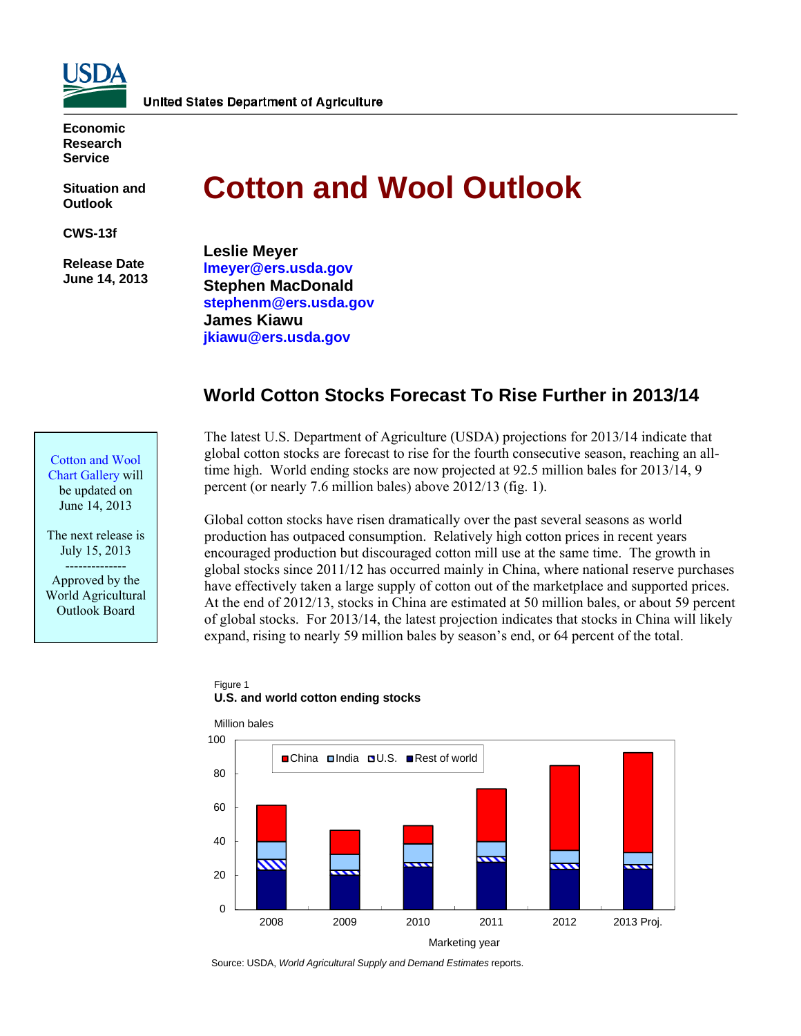USDA

United States Department of Agriculture

**Economic Research Service**

**Situation and Outlook**

**CWS-13f**

**Release Date June 14, 2013**

# Cotton and Wool Outlook

**Leslie Meyer**
lmeyer@ers.usda.gov
**Stephen MacDonald**
stephenm@ers.usda.gov
**James Kiawu**
jkiawu@ers.usda.gov

Cotton and Wool Chart Gallery will be updated on June 14, 2013

The next release is July 15, 2013

--------------
Approved by the World Agricultural Outlook Board

## World Cotton Stocks Forecast To Rise Further in 2013/14

The latest U.S. Department of Agriculture (USDA) projections for 2013/14 indicate that global cotton stocks are forecast to rise for the fourth consecutive season, reaching an all-time high. World ending stocks are now projected at 92.5 million bales for 2013/14, 9 percent (or nearly 7.6 million bales) above 2012/13 (fig. 1).

Global cotton stocks have risen dramatically over the past several seasons as world production has outpaced consumption. Relatively high cotton prices in recent years encouraged production but discouraged cotton mill use at the same time. The growth in global stocks since 2011/12 has occurred mainly in China, where national reserve purchases have effectively taken a large supply of cotton out of the marketplace and supported prices. At the end of 2012/13, stocks in China are estimated at 50 million bales, or about 59 percent of global stocks. For 2013/14, the latest projection indicates that stocks in China will likely expand, rising to nearly 59 million bales by season's end, or 64 percent of the total.

Figure 1
**U.S. and world cotton ending stocks**

Million bales

Legend: China, India, U.S., Rest of world

Marketing year: 2008, 2009, 2010, 2011, 2012, 2013 Proj.

Source: USDA, *World Agricultural Supply and Demand Estimates* reports.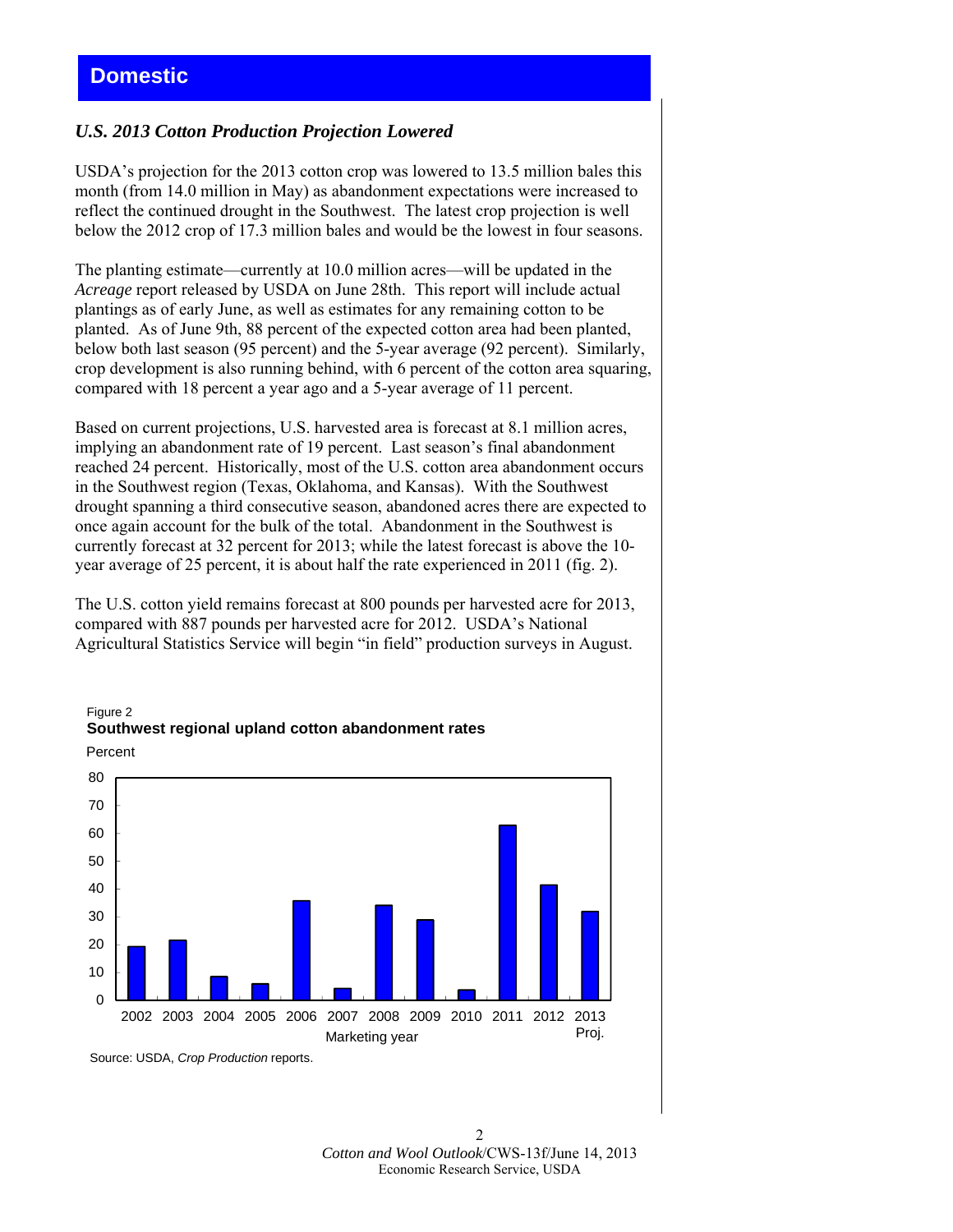# Domestic

## *U.S. 2013 Cotton Production Projection Lowered*

USDA's projection for the 2013 cotton crop was lowered to 13.5 million bales this month (from 14.0 million in May) as abandonment expectations were increased to reflect the continued drought in the Southwest. The latest crop projection is well below the 2012 crop of 17.3 million bales and would be the lowest in four seasons.

The planting estimate—currently at 10.0 million acres—will be updated in the *Acreage* report released by USDA on June 28th. This report will include actual plantings as of early June, as well as estimates for any remaining cotton to be planted. As of June 9th, 88 percent of the expected cotton area had been planted, below both last season (95 percent) and the 5-year average (92 percent). Similarly, crop development is also running behind, with 6 percent of the cotton area squaring, compared with 18 percent a year ago and a 5-year average of 11 percent.

Based on current projections, U.S. harvested area is forecast at 8.1 million acres, implying an abandonment rate of 19 percent. Last season's final abandonment reached 24 percent. Historically, most of the U.S. cotton area abandonment occurs in the Southwest region (Texas, Oklahoma, and Kansas). With the Southwest drought spanning a third consecutive season, abandoned acres there are expected to once again account for the bulk of the total. Abandonment in the Southwest is currently forecast at 32 percent for 2013; while the latest forecast is above the 10-year average of 25 percent, it is about half the rate experienced in 2011 (fig. 2).

The U.S. cotton yield remains forecast at 800 pounds per harvested acre for 2013, compared with 887 pounds per harvested acre for 2012. USDA's National Agricultural Statistics Service will begin "in field" production surveys in August.

Figure 2
**Southwest regional upland cotton abandonment rates**

Source: USDA, *Crop Production* reports.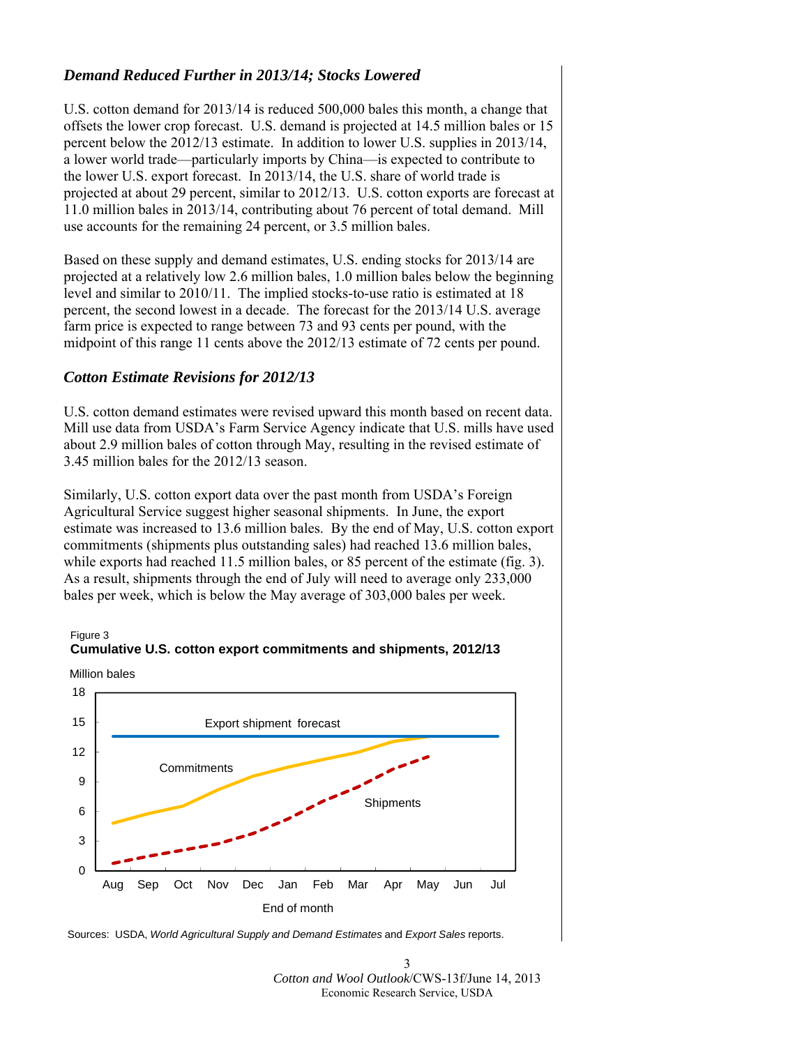### *Demand Reduced Further in 2013/14; Stocks Lowered*

U.S. cotton demand for 2013/14 is reduced 500,000 bales this month, a change that offsets the lower crop forecast. U.S. demand is projected at 14.5 million bales or 15 percent below the 2012/13 estimate. In addition to lower U.S. supplies in 2013/14, a lower world trade—particularly imports by China—is expected to contribute to the lower U.S. export forecast. In 2013/14, the U.S. share of world trade is projected at about 29 percent, similar to 2012/13. U.S. cotton exports are forecast at 11.0 million bales in 2013/14, contributing about 76 percent of total demand. Mill use accounts for the remaining 24 percent, or 3.5 million bales.

Based on these supply and demand estimates, U.S. ending stocks for 2013/14 are projected at a relatively low 2.6 million bales, 1.0 million bales below the beginning level and similar to 2010/11. The implied stocks-to-use ratio is estimated at 18 percent, the second lowest in a decade. The forecast for the 2013/14 U.S. average farm price is expected to range between 73 and 93 cents per pound, with the midpoint of this range 11 cents above the 2012/13 estimate of 72 cents per pound.

### *Cotton Estimate Revisions for 2012/13*

U.S. cotton demand estimates were revised upward this month based on recent data. Mill use data from USDA's Farm Service Agency indicate that U.S. mills have used about 2.9 million bales of cotton through May, resulting in the revised estimate of 3.45 million bales for the 2012/13 season.

Similarly, U.S. cotton export data over the past month from USDA's Foreign Agricultural Service suggest higher seasonal shipments. In June, the export estimate was increased to 13.6 million bales. By the end of May, U.S. cotton export commitments (shipments plus outstanding sales) had reached 13.6 million bales, while exports had reached 11.5 million bales, or 85 percent of the estimate (fig. 3). As a result, shipments through the end of July will need to average only 233,000 bales per week, which is below the May average of 303,000 bales per week.

Figure 3

**Cumulative U.S. cotton export commitments and shipments, 2012/13**

Sources: USDA, *World Agricultural Supply and Demand Estimates* and *Export Sales* reports.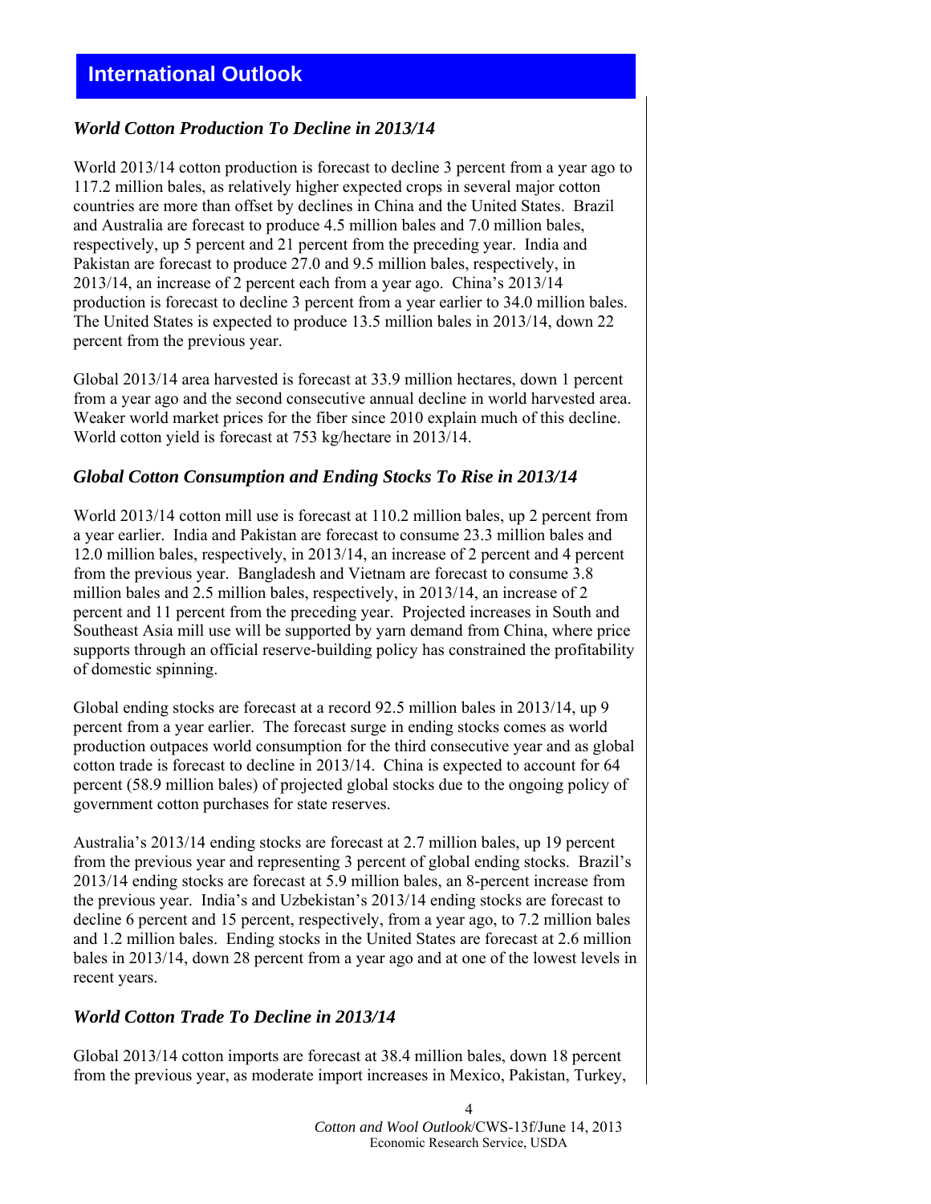## International Outlook

### *World Cotton Production To Decline in 2013/14*

World 2013/14 cotton production is forecast to decline 3 percent from a year ago to 117.2 million bales, as relatively higher expected crops in several major cotton countries are more than offset by declines in China and the United States. Brazil and Australia are forecast to produce 4.5 million bales and 7.0 million bales, respectively, up 5 percent and 21 percent from the preceding year. India and Pakistan are forecast to produce 27.0 and 9.5 million bales, respectively, in 2013/14, an increase of 2 percent each from a year ago. China's 2013/14 production is forecast to decline 3 percent from a year earlier to 34.0 million bales. The United States is expected to produce 13.5 million bales in 2013/14, down 22 percent from the previous year.

Global 2013/14 area harvested is forecast at 33.9 million hectares, down 1 percent from a year ago and the second consecutive annual decline in world harvested area. Weaker world market prices for the fiber since 2010 explain much of this decline. World cotton yield is forecast at 753 kg/hectare in 2013/14.

### *Global Cotton Consumption and Ending Stocks To Rise in 2013/14*

World 2013/14 cotton mill use is forecast at 110.2 million bales, up 2 percent from a year earlier. India and Pakistan are forecast to consume 23.3 million bales and 12.0 million bales, respectively, in 2013/14, an increase of 2 percent and 4 percent from the previous year. Bangladesh and Vietnam are forecast to consume 3.8 million bales and 2.5 million bales, respectively, in 2013/14, an increase of 2 percent and 11 percent from the preceding year. Projected increases in South and Southeast Asia mill use will be supported by yarn demand from China, where price supports through an official reserve-building policy has constrained the profitability of domestic spinning.

Global ending stocks are forecast at a record 92.5 million bales in 2013/14, up 9 percent from a year earlier. The forecast surge in ending stocks comes as world production outpaces world consumption for the third consecutive year and as global cotton trade is forecast to decline in 2013/14. China is expected to account for 64 percent (58.9 million bales) of projected global stocks due to the ongoing policy of government cotton purchases for state reserves.

Australia's 2013/14 ending stocks are forecast at 2.7 million bales, up 19 percent from the previous year and representing 3 percent of global ending stocks. Brazil's 2013/14 ending stocks are forecast at 5.9 million bales, an 8-percent increase from the previous year. India's and Uzbekistan's 2013/14 ending stocks are forecast to decline 6 percent and 15 percent, respectively, from a year ago, to 7.2 million bales and 1.2 million bales. Ending stocks in the United States are forecast at 2.6 million bales in 2013/14, down 28 percent from a year ago and at one of the lowest levels in recent years.

### *World Cotton Trade To Decline in 2013/14*

Global 2013/14 cotton imports are forecast at 38.4 million bales, down 18 percent from the previous year, as moderate import increases in Mexico, Pakistan, Turkey,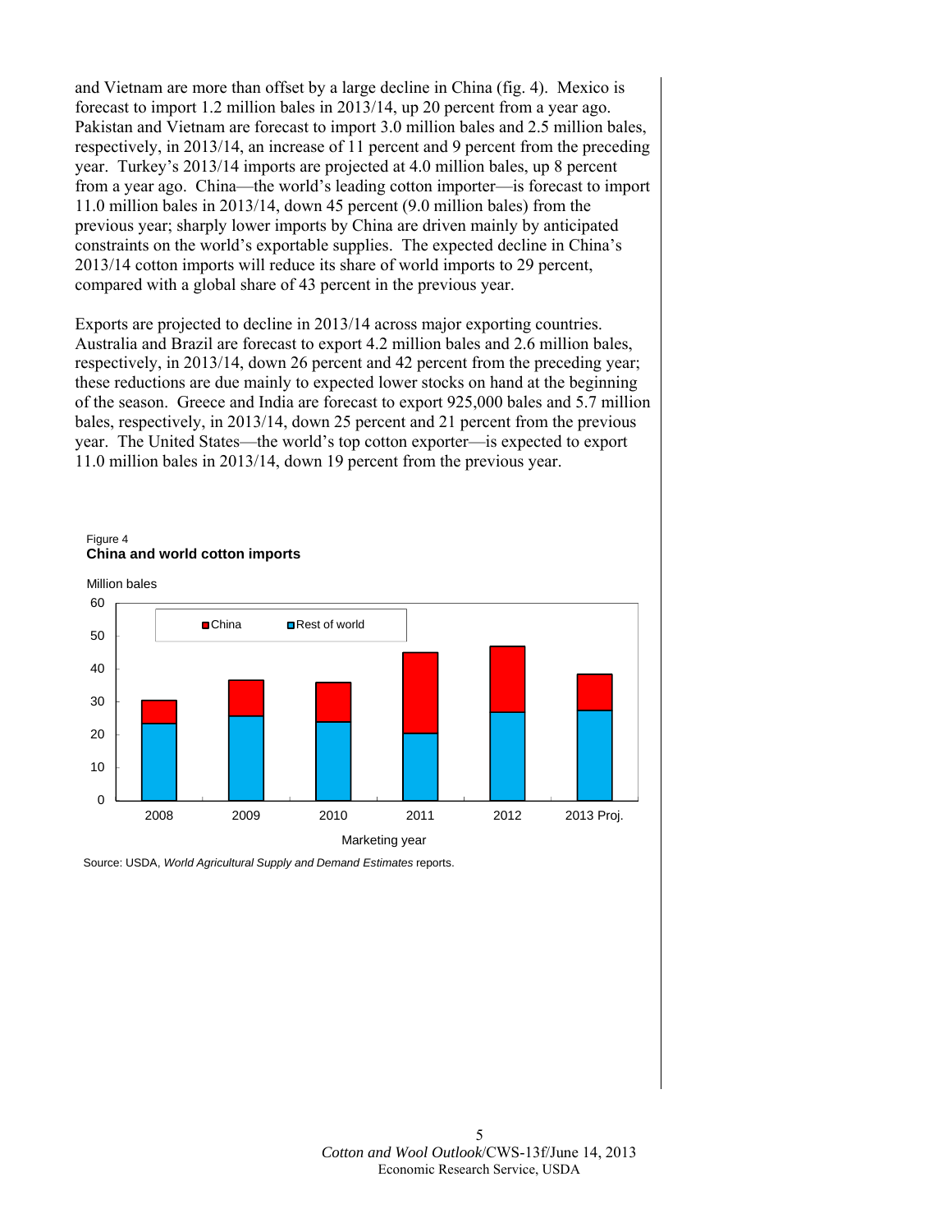and Vietnam are more than offset by a large decline in China (fig. 4). Mexico is forecast to import 1.2 million bales in 2013/14, up 20 percent from a year ago. Pakistan and Vietnam are forecast to import 3.0 million bales and 2.5 million bales, respectively, in 2013/14, an increase of 11 percent and 9 percent from the preceding year. Turkey's 2013/14 imports are projected at 4.0 million bales, up 8 percent from a year ago. China—the world's leading cotton importer—is forecast to import 11.0 million bales in 2013/14, down 45 percent (9.0 million bales) from the previous year; sharply lower imports by China are driven mainly by anticipated constraints on the world's exportable supplies. The expected decline in China's 2013/14 cotton imports will reduce its share of world imports to 29 percent, compared with a global share of 43 percent in the previous year.

Exports are projected to decline in 2013/14 across major exporting countries. Australia and Brazil are forecast to export 4.2 million bales and 2.6 million bales, respectively, in 2013/14, down 26 percent and 42 percent from the preceding year; these reductions are due mainly to expected lower stocks on hand at the beginning of the season. Greece and India are forecast to export 925,000 bales and 5.7 million bales, respectively, in 2013/14, down 25 percent and 21 percent from the previous year. The United States—the world's top cotton exporter—is expected to export 11.0 million bales in 2013/14, down 19 percent from the previous year.

Figure 4
**China and world cotton imports**

Source: USDA, *World Agricultural Supply and Demand Estimates* reports.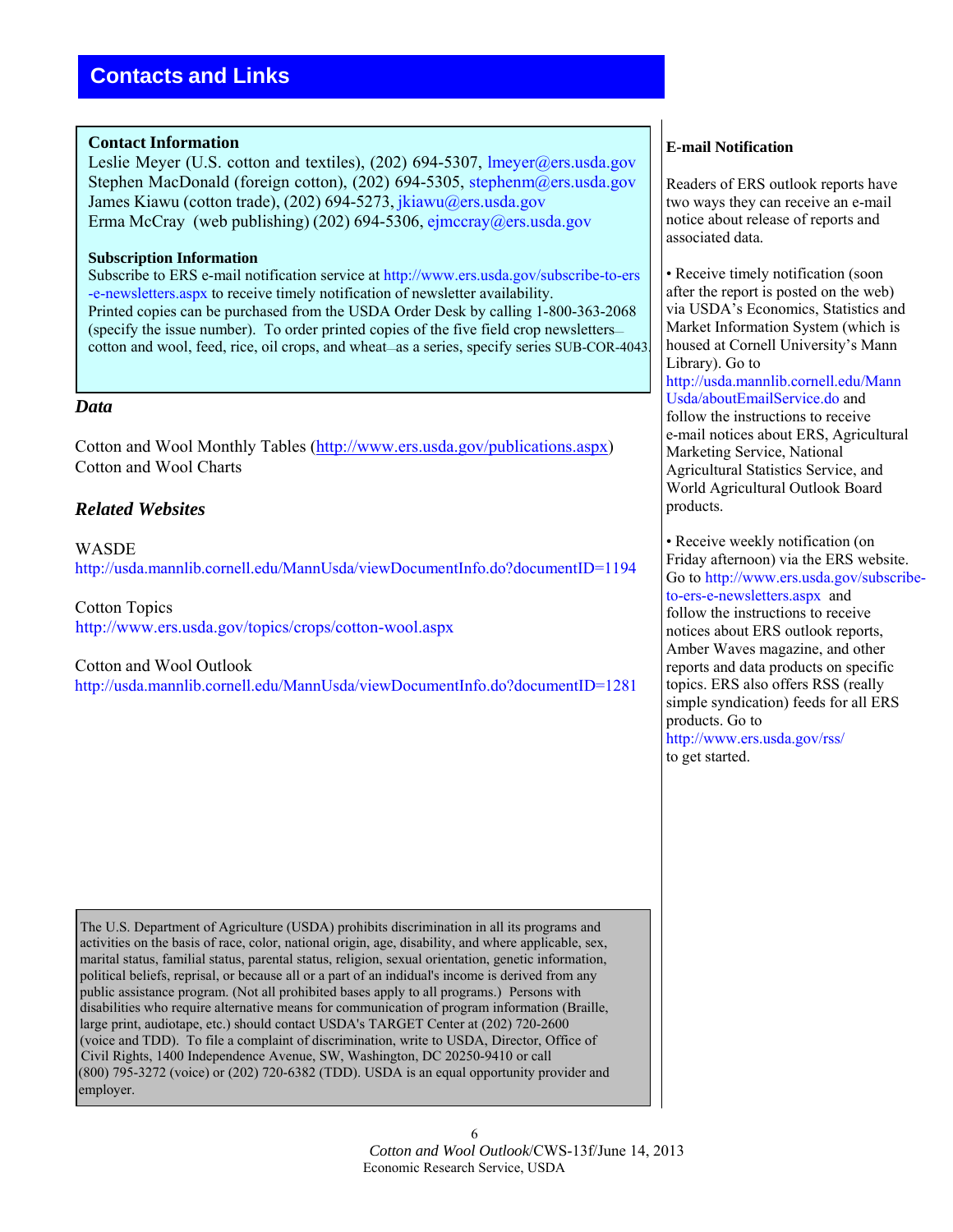## Contacts and Links

### Contact Information

Leslie Meyer (U.S. cotton and textiles), (202) 694-5307, lmeyer@ers.usda.gov
Stephen MacDonald (foreign cotton), (202) 694-5305, stephenm@ers.usda.gov
James Kiawu (cotton trade), (202) 694-5273, jkiawu@ers.usda.gov
Erma McCray (web publishing) (202) 694-5306, ejmccray@ers.usda.gov

### Subscription Information

Subscribe to ERS e-mail notification service at http://www.ers.usda.gov/subscribe-to-ers-e-newsletters.aspx to receive timely notification of newsletter availability.
Printed copies can be purchased from the USDA Order Desk by calling 1-800-363-2068 (specify the issue number). To order printed copies of the five field crop newsletters—cotton and wool, feed, rice, oil crops, and wheat—as a series, specify series SUB-COR-4043.

### *Data*

Cotton and Wool Monthly Tables (http://www.ers.usda.gov/publications.aspx)
Cotton and Wool Charts

### *Related Websites*

WASDE
http://usda.mannlib.cornell.edu/MannUsda/viewDocumentInfo.do?documentID=1194

Cotton Topics
http://www.ers.usda.gov/topics/crops/cotton-wool.aspx

Cotton and Wool Outlook
http://usda.mannlib.cornell.edu/MannUsda/viewDocumentInfo.do?documentID=1281

The U.S. Department of Agriculture (USDA) prohibits discrimination in all its programs and activities on the basis of race, color, national origin, age, disability, and where applicable, sex, marital status, familial status, parental status, religion, sexual orientation, genetic information, political beliefs, reprisal, or because all or a part of an indiduals income is derived from any public assistance program. (Not all prohibited bases apply to all programs.) Persons with disabilities who require alternative means for communication of program information (Braille, large print, audiotape, etc.) should contact USDA's TARGET Center at (202) 720-2600 (voice and TDD). To file a complaint of discrimination, write to USDA, Director, Office of Civil Rights, 1400 Independence Avenue, SW, Washington, DC 20250-9410 or call (800) 795-3272 (voice) or (202) 720-6382 (TDD). USDA is an equal opportunity provider and employer.

### E-mail Notification

Readers of ERS outlook reports have two ways they can receive an e-mail notice about release of reports and associated data.

- Receive timely notification (soon after the report is posted on the web) via USDA's Economics, Statistics and Market Information System (which is housed at Cornell University's Mann Library). Go to http://usda.mannlib.cornell.edu/MannUsda/aboutEmailService.do and follow the instructions to receive e-mail notices about ERS, Agricultural Marketing Service, National Agricultural Statistics Service, and World Agricultural Outlook Board products.

- Receive weekly notification (on Friday afternoon) via the ERS website. Go to http://www.ers.usda.gov/subscribe-to-ers-e-newsletters.aspx and follow the instructions to receive notices about ERS outlook reports, Amber Waves magazine, and other reports and data products on specific topics. ERS also offers RSS (really simple syndication) feeds for all ERS products. Go to http://www.ers.usda.gov/rss/ to get started.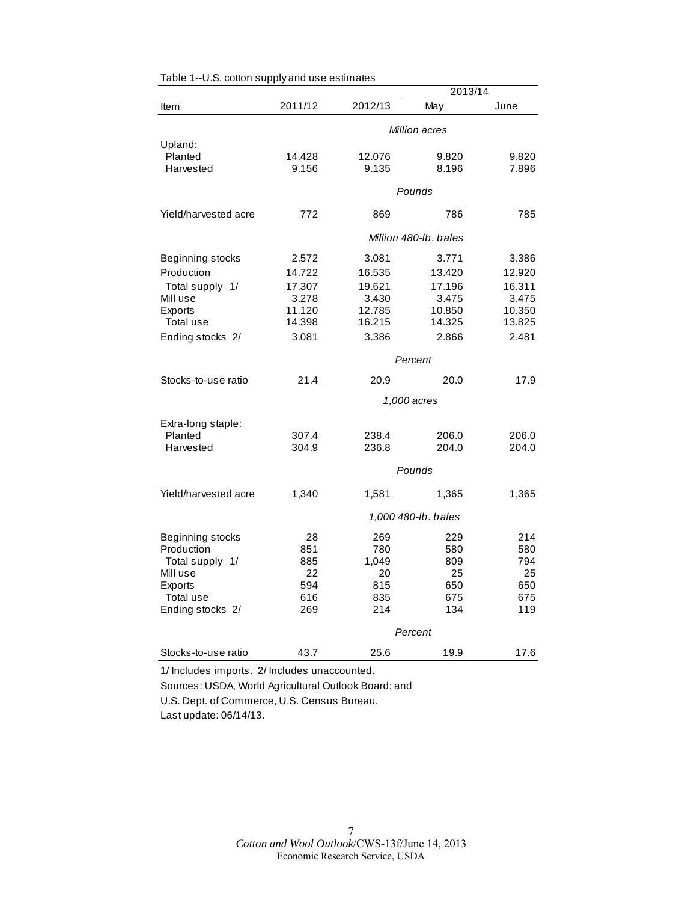Table 1--U.S. cotton supply and use estimates

| Item | 2011/12 | 2012/13 | 2013/14 May | 2013/14 June |
|---|---|---|---|---|
| | | *Million acres* | | |
| Upland: | | | | |
| Planted | 14.428 | 12.076 | 9.820 | 9.820 |
| Harvested | 9.156 | 9.135 | 8.196 | 7.896 |
| | | *Pounds* | | |
| Yield/harvested acre | 772 | 869 | 786 | 785 |
| | | *Million 480-lb. bales* | | |
| Beginning stocks | 2.572 | 3.081 | 3.771 | 3.386 |
| Production | 14.722 | 16.535 | 13.420 | 12.920 |
| Total supply 1/ | 17.307 | 19.621 | 17.196 | 16.311 |
| Mill use | 3.278 | 3.430 | 3.475 | 3.475 |
| Exports | 11.120 | 12.785 | 10.850 | 10.350 |
| Total use | 14.398 | 16.215 | 14.325 | 13.825 |
| Ending stocks 2/ | 3.081 | 3.386 | 2.866 | 2.481 |
| | | *Percent* | | |
| Stocks-to-use ratio | 21.4 | 20.9 | 20.0 | 17.9 |
| | | *1,000 acres* | | |
| Extra-long staple: | | | | |
| Planted | 307.4 | 238.4 | 206.0 | 206.0 |
| Harvested | 304.9 | 236.8 | 204.0 | 204.0 |
| | | *Pounds* | | |
| Yield/harvested acre | 1,340 | 1,581 | 1,365 | 1,365 |
| | | *1,000 480-lb. bales* | | |
| Beginning stocks | 28 | 269 | 229 | 214 |
| Production | 851 | 780 | 580 | 580 |
| Total supply 1/ | 885 | 1,049 | 809 | 794 |
| Mill use | 22 | 20 | 25 | 25 |
| Exports | 594 | 815 | 650 | 650 |
| Total use | 616 | 835 | 675 | 675 |
| Ending stocks 2/ | 269 | 214 | 134 | 119 |
| | | *Percent* | | |
| Stocks-to-use ratio | 43.7 | 25.6 | 19.9 | 17.6 |

1/ Includes imports. 2/ Includes unaccounted.

Sources: USDA, World Agricultural Outlook Board; and

U.S. Dept. of Commerce, U.S. Census Bureau.

Last update: 06/14/13.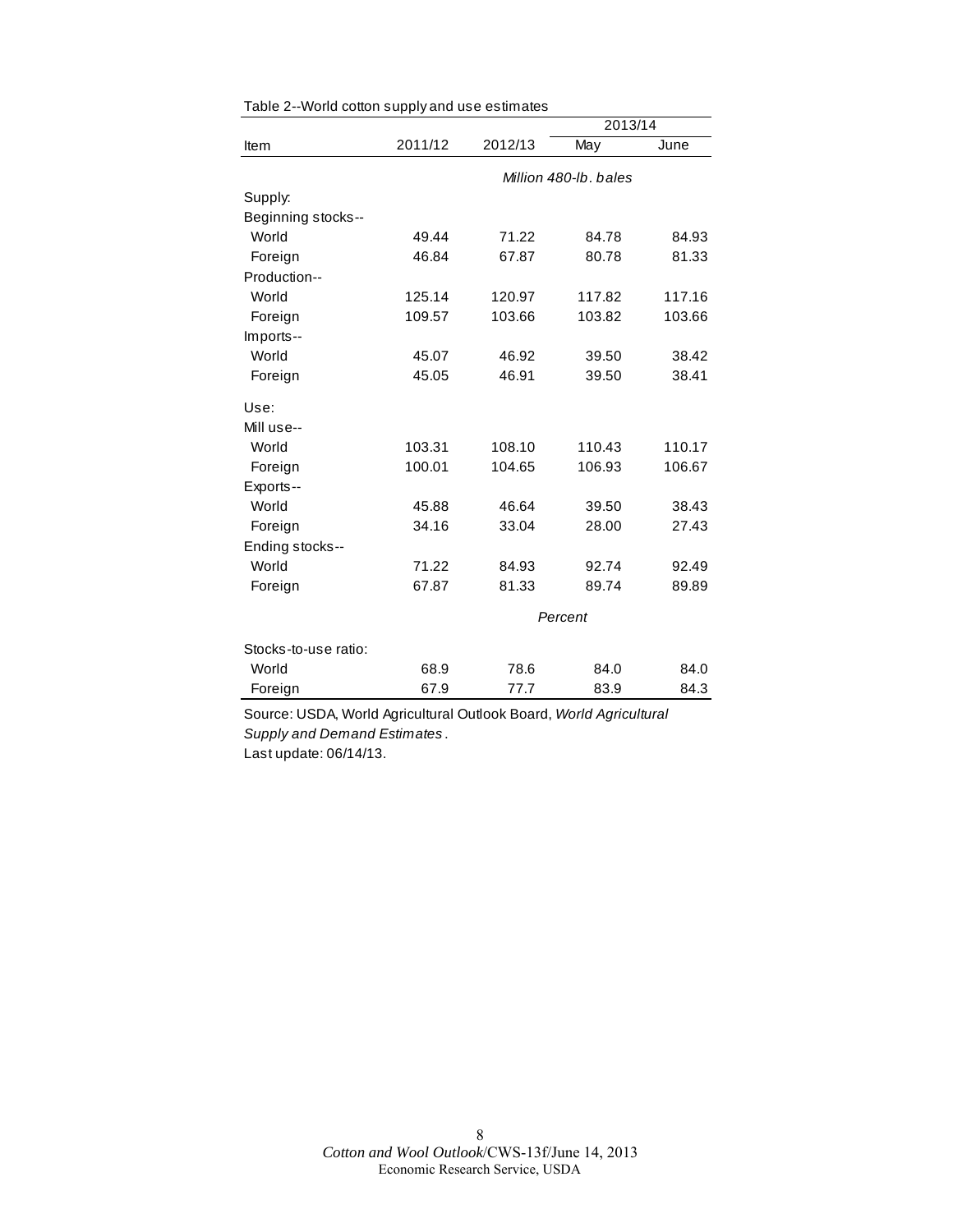Table 2--World cotton supply and use estimates

| Item | 2011/12 | 2012/13 | 2013/14 | |
|---|---|---|---|---|
| | | | May | June |
| | *Million 480-lb. bales* | | | |
| Supply: | | | | |
| Beginning stocks-- | | | | |
| World | 49.44 | 71.22 | 84.78 | 84.93 |
| Foreign | 46.84 | 67.87 | 80.78 | 81.33 |
| Production-- | | | | |
| World | 125.14 | 120.97 | 117.82 | 117.16 |
| Foreign | 109.57 | 103.66 | 103.82 | 103.66 |
| Imports-- | | | | |
| World | 45.07 | 46.92 | 39.50 | 38.42 |
| Foreign | 45.05 | 46.91 | 39.50 | 38.41 |
| Use: | | | | |
| Mill use-- | | | | |
| World | 103.31 | 108.10 | 110.43 | 110.17 |
| Foreign | 100.01 | 104.65 | 106.93 | 106.67 |
| Exports-- | | | | |
| World | 45.88 | 46.64 | 39.50 | 38.43 |
| Foreign | 34.16 | 33.04 | 28.00 | 27.43 |
| Ending stocks-- | | | | |
| World | 71.22 | 84.93 | 92.74 | 92.49 |
| Foreign | 67.87 | 81.33 | 89.74 | 89.89 |
| | *Percent* | | | |
| Stocks-to-use ratio: | | | | |
| World | 68.9 | 78.6 | 84.0 | 84.0 |
| Foreign | 67.9 | 77.7 | 83.9 | 84.3 |

Source: USDA, World Agricultural Outlook Board, *World Agricultural Supply and Demand Estimates*.

Last update: 06/14/13.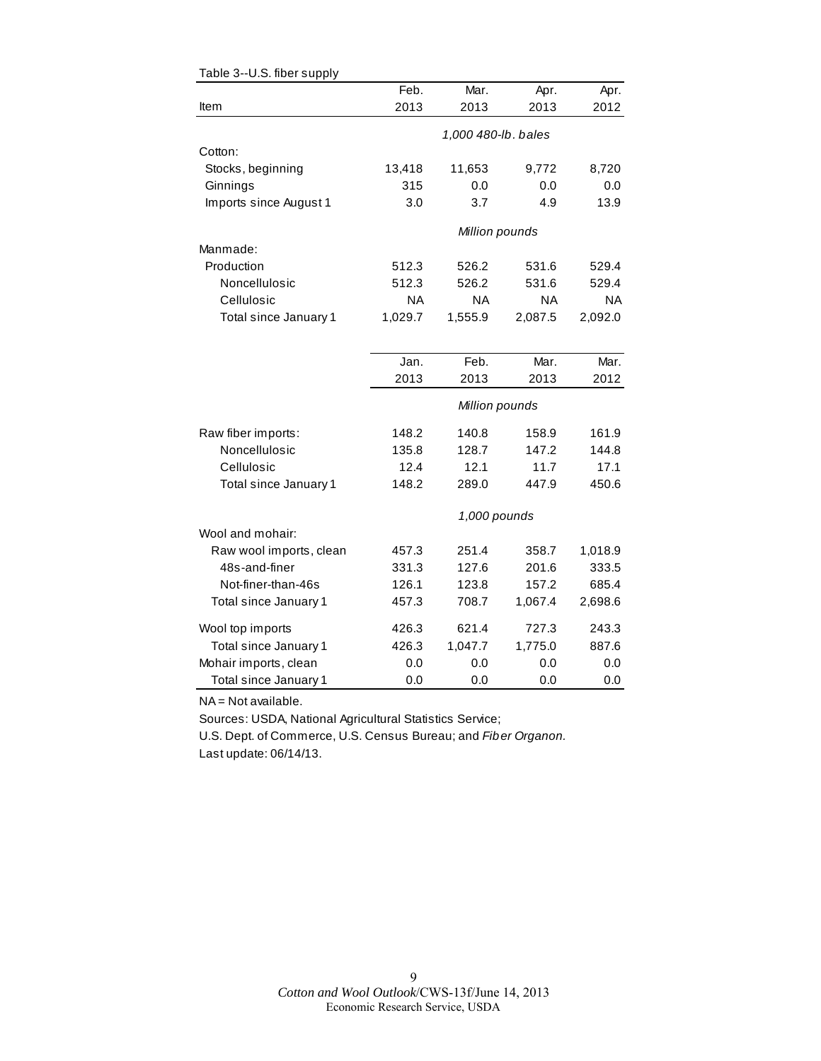Table 3--U.S. fiber supply

| Item | Feb. 2013 | Mar. 2013 | Apr. 2013 | Apr. 2012 |
|---|---|---|---|---|
| | *1,000 480-lb. bales* | | | |
| Cotton: | | | | |
| Stocks, beginning | 13,418 | 11,653 | 9,772 | 8,720 |
| Ginnings | 315 | 0.0 | 0.0 | 0.0 |
| Imports since August 1 | 3.0 | 3.7 | 4.9 | 13.9 |
| | *Million pounds* | | | |
| Manmade: | | | | |
| Production | 512.3 | 526.2 | 531.6 | 529.4 |
| Noncellulosic | 512.3 | 526.2 | 531.6 | 529.4 |
| Cellulosic | NA | NA | NA | NA |
| Total since January 1 | 1,029.7 | 1,555.9 | 2,087.5 | 2,092.0 |
| | **Jan. 2013** | **Feb. 2013** | **Mar. 2013** | **Mar. 2012** |
| | *Million pounds* | | | |
| Raw fiber imports: | 148.2 | 140.8 | 158.9 | 161.9 |
| Noncellulosic | 135.8 | 128.7 | 147.2 | 144.8 |
| Cellulosic | 12.4 | 12.1 | 11.7 | 17.1 |
| Total since January 1 | 148.2 | 289.0 | 447.9 | 450.6 |
| | *1,000 pounds* | | | |
| Wool and mohair: | | | | |
| Raw wool imports, clean | 457.3 | 251.4 | 358.7 | 1,018.9 |
| 48s-and-finer | 331.3 | 127.6 | 201.6 | 333.5 |
| Not-finer-than-46s | 126.1 | 123.8 | 157.2 | 685.4 |
| Total since January 1 | 457.3 | 708.7 | 1,067.4 | 2,698.6 |
| Wool top imports | 426.3 | 621.4 | 727.3 | 243.3 |
| Total since January 1 | 426.3 | 1,047.7 | 1,775.0 | 887.6 |
| Mohair imports, clean | 0.0 | 0.0 | 0.0 | 0.0 |
| Total since January 1 | 0.0 | 0.0 | 0.0 | 0.0 |

NA = Not available.

Sources: USDA, National Agricultural Statistics Service;

U.S. Dept. of Commerce, U.S. Census Bureau; and *Fiber Organon.*

Last update: 06/14/13.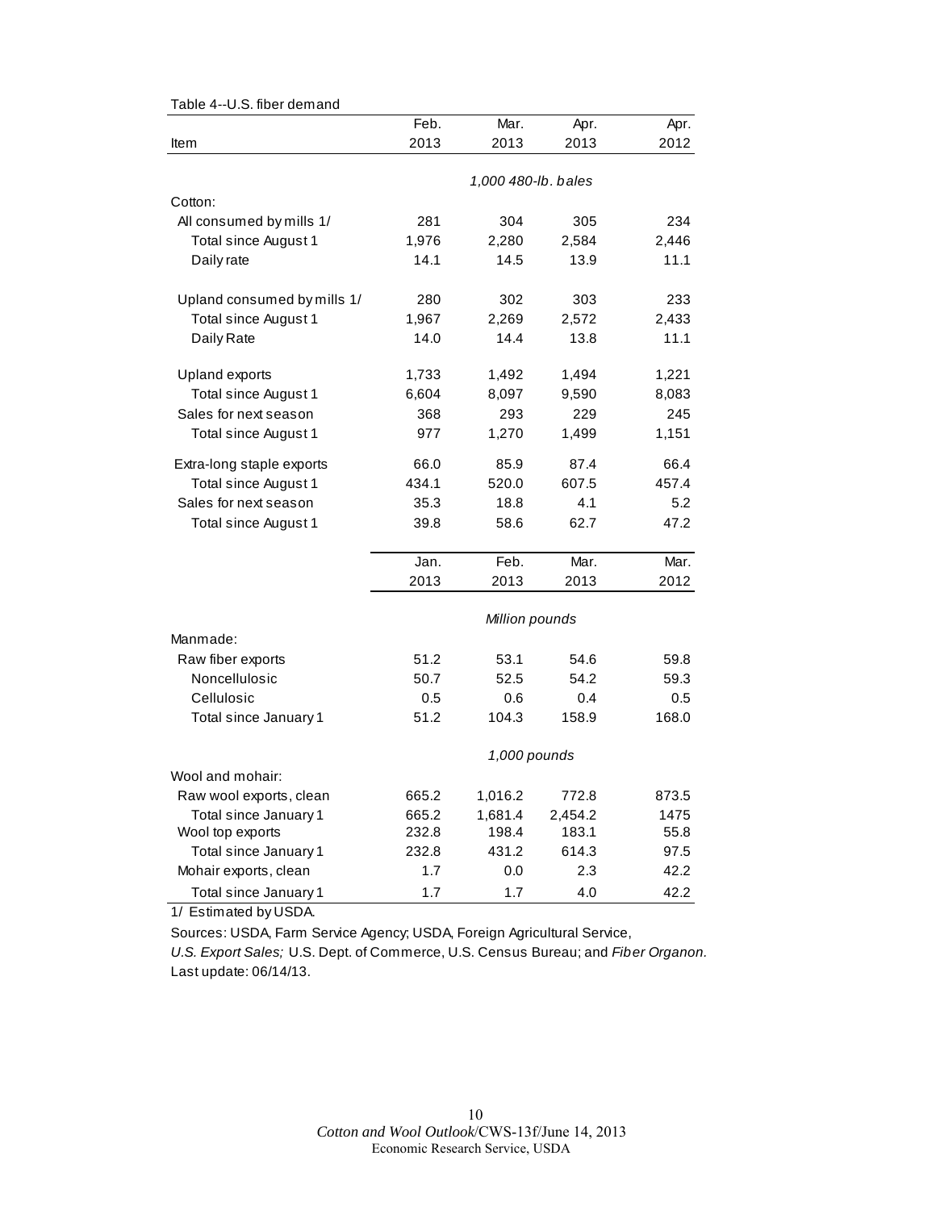Table 4--U.S. fiber demand

| Item | Feb. 2013 | Mar. 2013 | Apr. 2013 | Apr. 2012 |
|---|---|---|---|---|
| | 1,000 480-lb. bales | | | |
| Cotton: | | | | |
| All consumed by mills 1/ | 281 | 304 | 305 | 234 |
| Total since August 1 | 1,976 | 2,280 | 2,584 | 2,446 |
| Daily rate | 14.1 | 14.5 | 13.9 | 11.1 |
| Upland consumed by mills 1/ | 280 | 302 | 303 | 233 |
| Total since August 1 | 1,967 | 2,269 | 2,572 | 2,433 |
| Daily Rate | 14.0 | 14.4 | 13.8 | 11.1 |
| Upland exports | 1,733 | 1,492 | 1,494 | 1,221 |
| Total since August 1 | 6,604 | 8,097 | 9,590 | 8,083 |
| Sales for next season | 368 | 293 | 229 | 245 |
| Total since August 1 | 977 | 1,270 | 1,499 | 1,151 |
| Extra-long staple exports | 66.0 | 85.9 | 87.4 | 66.4 |
| Total since August 1 | 434.1 | 520.0 | 607.5 | 457.4 |
| Sales for next season | 35.3 | 18.8 | 4.1 | 5.2 |
| Total since August 1 | 39.8 | 58.6 | 62.7 | 47.2 |
| | **Jan. 2013** | **Feb. 2013** | **Mar. 2013** | **Mar. 2012** |
| | Million pounds | | | |
| Manmade: | | | | |
| Raw fiber exports | 51.2 | 53.1 | 54.6 | 59.8 |
| Noncellulosic | 50.7 | 52.5 | 54.2 | 59.3 |
| Cellulosic | 0.5 | 0.6 | 0.4 | 0.5 |
| Total since January 1 | 51.2 | 104.3 | 158.9 | 168.0 |
| | 1,000 pounds | | | |
| Wool and mohair: | | | | |
| Raw wool exports, clean | 665.2 | 1,016.2 | 772.8 | 873.5 |
| Total since January 1 | 665.2 | 1,681.4 | 2,454.2 | 1475 |
| Wool top exports | 232.8 | 198.4 | 183.1 | 55.8 |
| Total since January 1 | 232.8 | 431.2 | 614.3 | 97.5 |
| Mohair exports, clean | 1.7 | 0.0 | 2.3 | 42.2 |
| Total since January 1 | 1.7 | 1.7 | 4.0 | 42.2 |

1/ Estimated by USDA.

Sources: USDA, Farm Service Agency; USDA, Foreign Agricultural Service, *U.S. Export Sales;* U.S. Dept. of Commerce, U.S. Census Bureau; and *Fiber Organon.*

Last update: 06/14/13.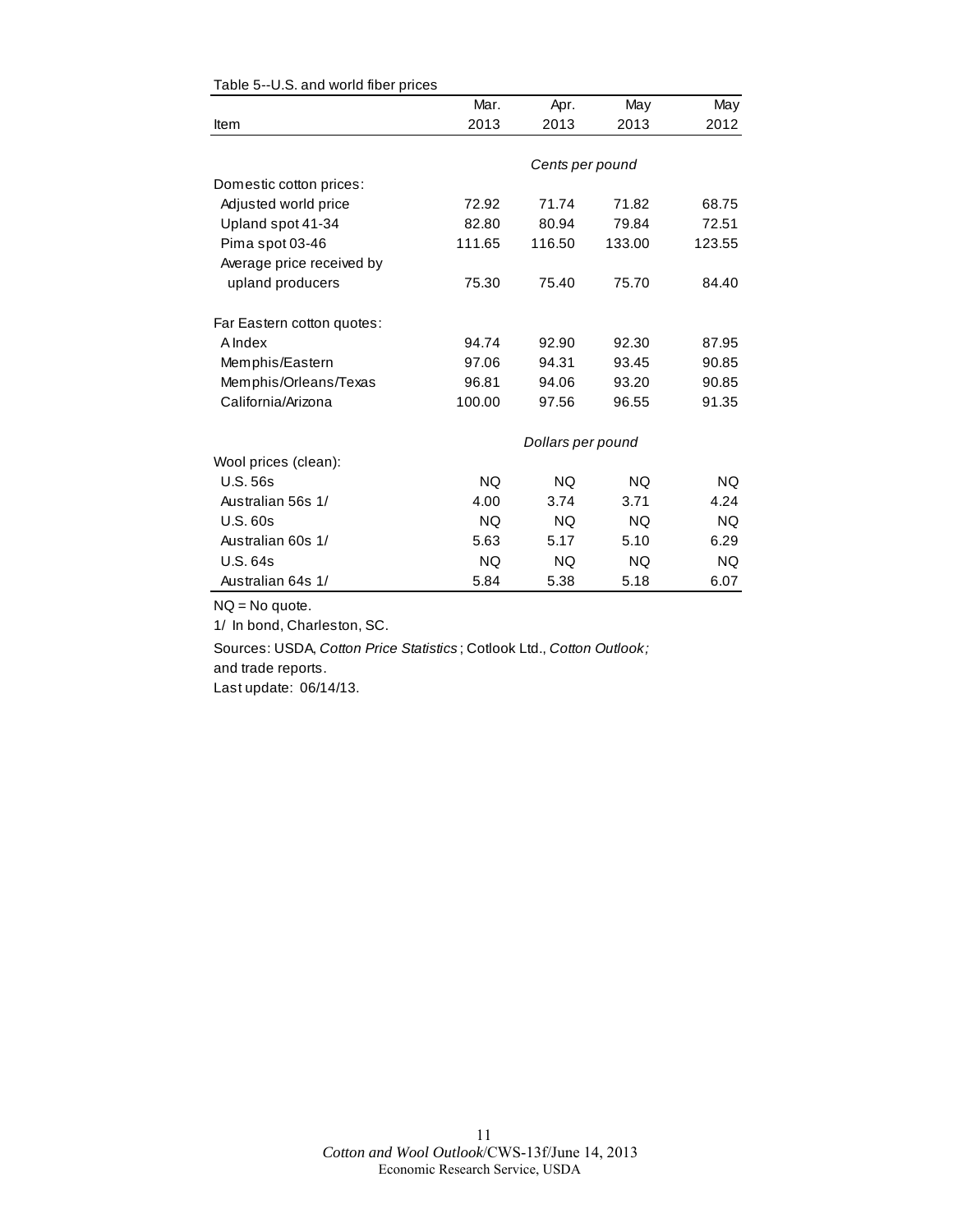Table 5--U.S. and world fiber prices

| Item | Mar. 2013 | Apr. 2013 | May 2013 | May 2012 |
|---|---|---|---|---|
| | Cents per pound | | | |
| Domestic cotton prices: | | | | |
| Adjusted world price | 72.92 | 71.74 | 71.82 | 68.75 |
| Upland spot 41-34 | 82.80 | 80.94 | 79.84 | 72.51 |
| Pima spot 03-46 | 111.65 | 116.50 | 133.00 | 123.55 |
| Average price received by upland producers | 75.30 | 75.40 | 75.70 | 84.40 |
| Far Eastern cotton quotes: | | | | |
| A Index | 94.74 | 92.90 | 92.30 | 87.95 |
| Memphis/Eastern | 97.06 | 94.31 | 93.45 | 90.85 |
| Memphis/Orleans/Texas | 96.81 | 94.06 | 93.20 | 90.85 |
| California/Arizona | 100.00 | 97.56 | 96.55 | 91.35 |
| | Dollars per pound | | | |
| Wool prices (clean): | | | | |
| U.S. 56s | NQ | NQ | NQ | NQ |
| Australian 56s 1/ | 4.00 | 3.74 | 3.71 | 4.24 |
| U.S. 60s | NQ | NQ | NQ | NQ |
| Australian 60s 1/ | 5.63 | 5.17 | 5.10 | 6.29 |
| U.S. 64s | NQ | NQ | NQ | NQ |
| Australian 64s 1/ | 5.84 | 5.38 | 5.18 | 6.07 |

NQ = No quote.

1/ In bond, Charleston, SC.

Sources: USDA, *Cotton Price Statistics*; Cotlook Ltd., *Cotton Outlook;* and trade reports.

Last update: 06/14/13.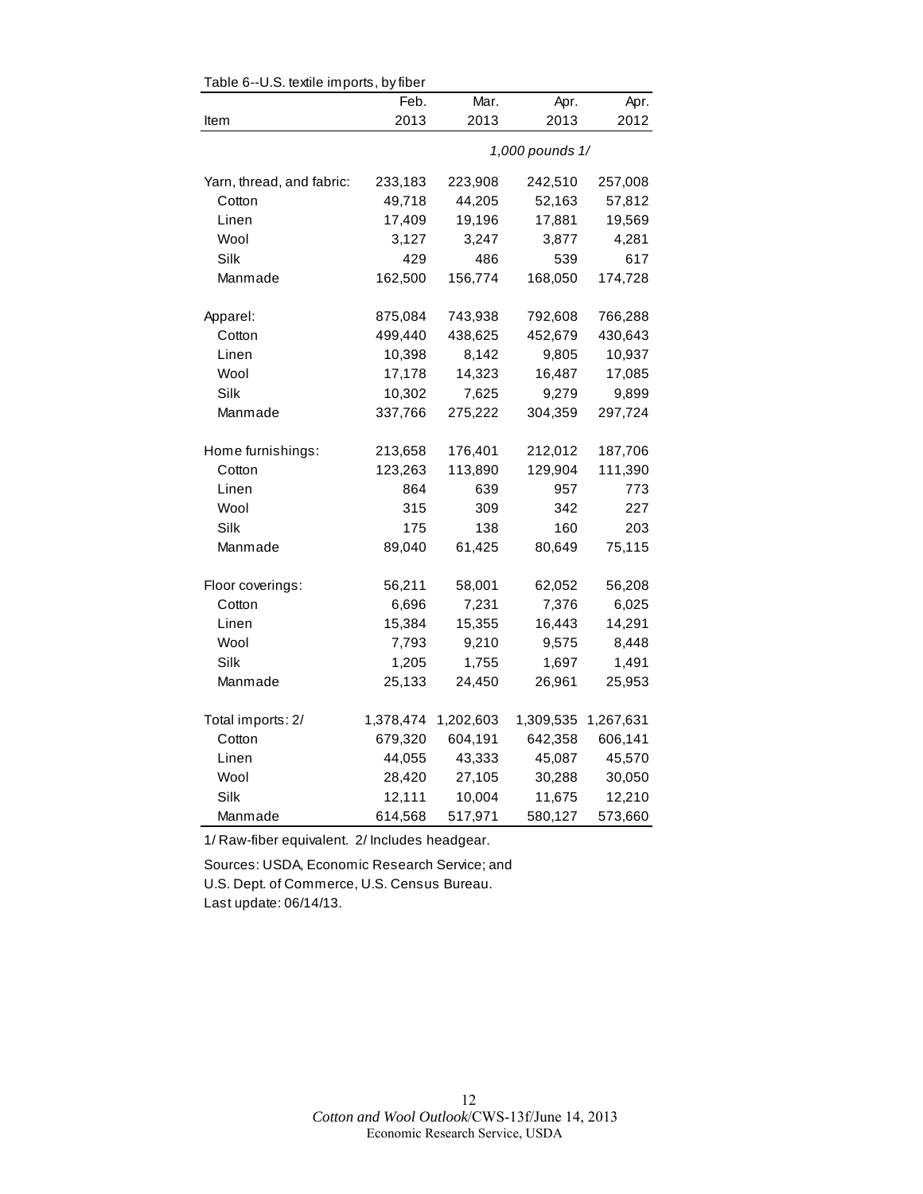Table 6--U.S. textile imports, by fiber

| Item | Feb. 2013 | Mar. 2013 | Apr. 2013 | Apr. 2012 |
|---|---|---|---|---|
| | | | *1,000 pounds 1/* | |
| Yarn, thread, and fabric: | 233,183 | 223,908 | 242,510 | 257,008 |
| Cotton | 49,718 | 44,205 | 52,163 | 57,812 |
| Linen | 17,409 | 19,196 | 17,881 | 19,569 |
| Wool | 3,127 | 3,247 | 3,877 | 4,281 |
| Silk | 429 | 486 | 539 | 617 |
| Manmade | 162,500 | 156,774 | 168,050 | 174,728 |
| Apparel: | 875,084 | 743,938 | 792,608 | 766,288 |
| Cotton | 499,440 | 438,625 | 452,679 | 430,643 |
| Linen | 10,398 | 8,142 | 9,805 | 10,937 |
| Wool | 17,178 | 14,323 | 16,487 | 17,085 |
| Silk | 10,302 | 7,625 | 9,279 | 9,899 |
| Manmade | 337,766 | 275,222 | 304,359 | 297,724 |
| Home furnishings: | 213,658 | 176,401 | 212,012 | 187,706 |
| Cotton | 123,263 | 113,890 | 129,904 | 111,390 |
| Linen | 864 | 639 | 957 | 773 |
| Wool | 315 | 309 | 342 | 227 |
| Silk | 175 | 138 | 160 | 203 |
| Manmade | 89,040 | 61,425 | 80,649 | 75,115 |
| Floor coverings: | 56,211 | 58,001 | 62,052 | 56,208 |
| Cotton | 6,696 | 7,231 | 7,376 | 6,025 |
| Linen | 15,384 | 15,355 | 16,443 | 14,291 |
| Wool | 7,793 | 9,210 | 9,575 | 8,448 |
| Silk | 1,205 | 1,755 | 1,697 | 1,491 |
| Manmade | 25,133 | 24,450 | 26,961 | 25,953 |
| Total imports: 2/ | 1,378,474 | 1,202,603 | 1,309,535 | 1,267,631 |
| Cotton | 679,320 | 604,191 | 642,358 | 606,141 |
| Linen | 44,055 | 43,333 | 45,087 | 45,570 |
| Wool | 28,420 | 27,105 | 30,288 | 30,050 |
| Silk | 12,111 | 10,004 | 11,675 | 12,210 |
| Manmade | 614,568 | 517,971 | 580,127 | 573,660 |

1/ Raw-fiber equivalent. 2/ Includes headgear.

Sources: USDA, Economic Research Service; and
U.S. Dept. of Commerce, U.S. Census Bureau.
Last update: 06/14/13.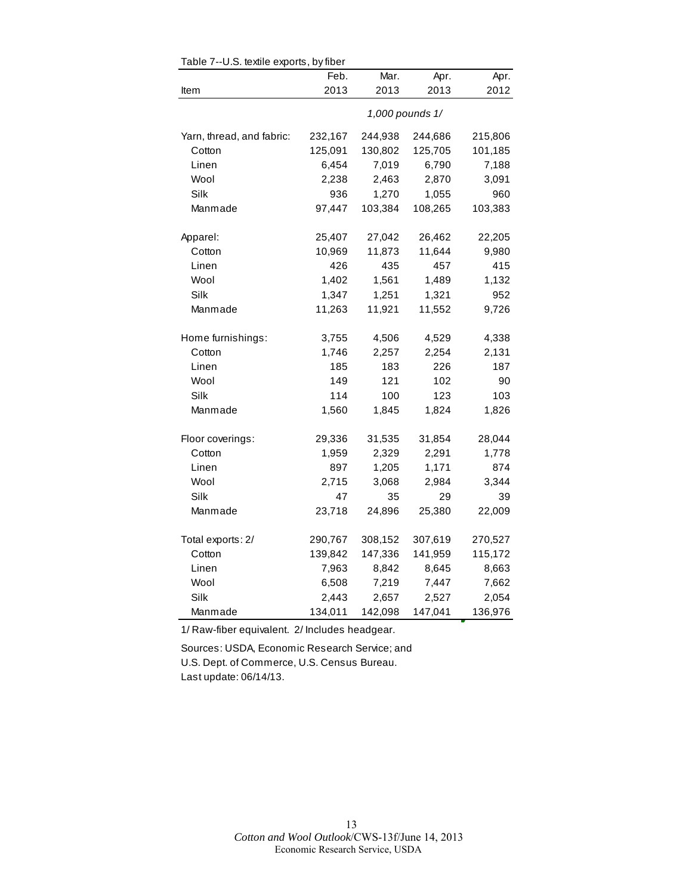Table 7--U.S. textile exports, by fiber

| Item | Feb. 2013 | Mar. 2013 | Apr. 2013 | Apr. 2012 |
|---|---|---|---|---|
| | *1,000 pounds 1/* | | | |
| Yarn, thread, and fabric: | 232,167 | 244,938 | 244,686 | 215,806 |
| Cotton | 125,091 | 130,802 | 125,705 | 101,185 |
| Linen | 6,454 | 7,019 | 6,790 | 7,188 |
| Wool | 2,238 | 2,463 | 2,870 | 3,091 |
| Silk | 936 | 1,270 | 1,055 | 960 |
| Manmade | 97,447 | 103,384 | 108,265 | 103,383 |
| Apparel: | 25,407 | 27,042 | 26,462 | 22,205 |
| Cotton | 10,969 | 11,873 | 11,644 | 9,980 |
| Linen | 426 | 435 | 457 | 415 |
| Wool | 1,402 | 1,561 | 1,489 | 1,132 |
| Silk | 1,347 | 1,251 | 1,321 | 952 |
| Manmade | 11,263 | 11,921 | 11,552 | 9,726 |
| Home furnishings: | 3,755 | 4,506 | 4,529 | 4,338 |
| Cotton | 1,746 | 2,257 | 2,254 | 2,131 |
| Linen | 185 | 183 | 226 | 187 |
| Wool | 149 | 121 | 102 | 90 |
| Silk | 114 | 100 | 123 | 103 |
| Manmade | 1,560 | 1,845 | 1,824 | 1,826 |
| Floor coverings: | 29,336 | 31,535 | 31,854 | 28,044 |
| Cotton | 1,959 | 2,329 | 2,291 | 1,778 |
| Linen | 897 | 1,205 | 1,171 | 874 |
| Wool | 2,715 | 3,068 | 2,984 | 3,344 |
| Silk | 47 | 35 | 29 | 39 |
| Manmade | 23,718 | 24,896 | 25,380 | 22,009 |
| Total exports: 2/ | 290,767 | 308,152 | 307,619 | 270,527 |
| Cotton | 139,842 | 147,336 | 141,959 | 115,172 |
| Linen | 7,963 | 8,842 | 8,645 | 8,663 |
| Wool | 6,508 | 7,219 | 7,447 | 7,662 |
| Silk | 2,443 | 2,657 | 2,527 | 2,054 |
| Manmade | 134,011 | 142,098 | 147,041 | 136,976 |

1/ Raw-fiber equivalent. 2/ Includes headgear.

Sources: USDA, Economic Research Service; and U.S. Dept. of Commerce, U.S. Census Bureau.
Last update: 06/14/13.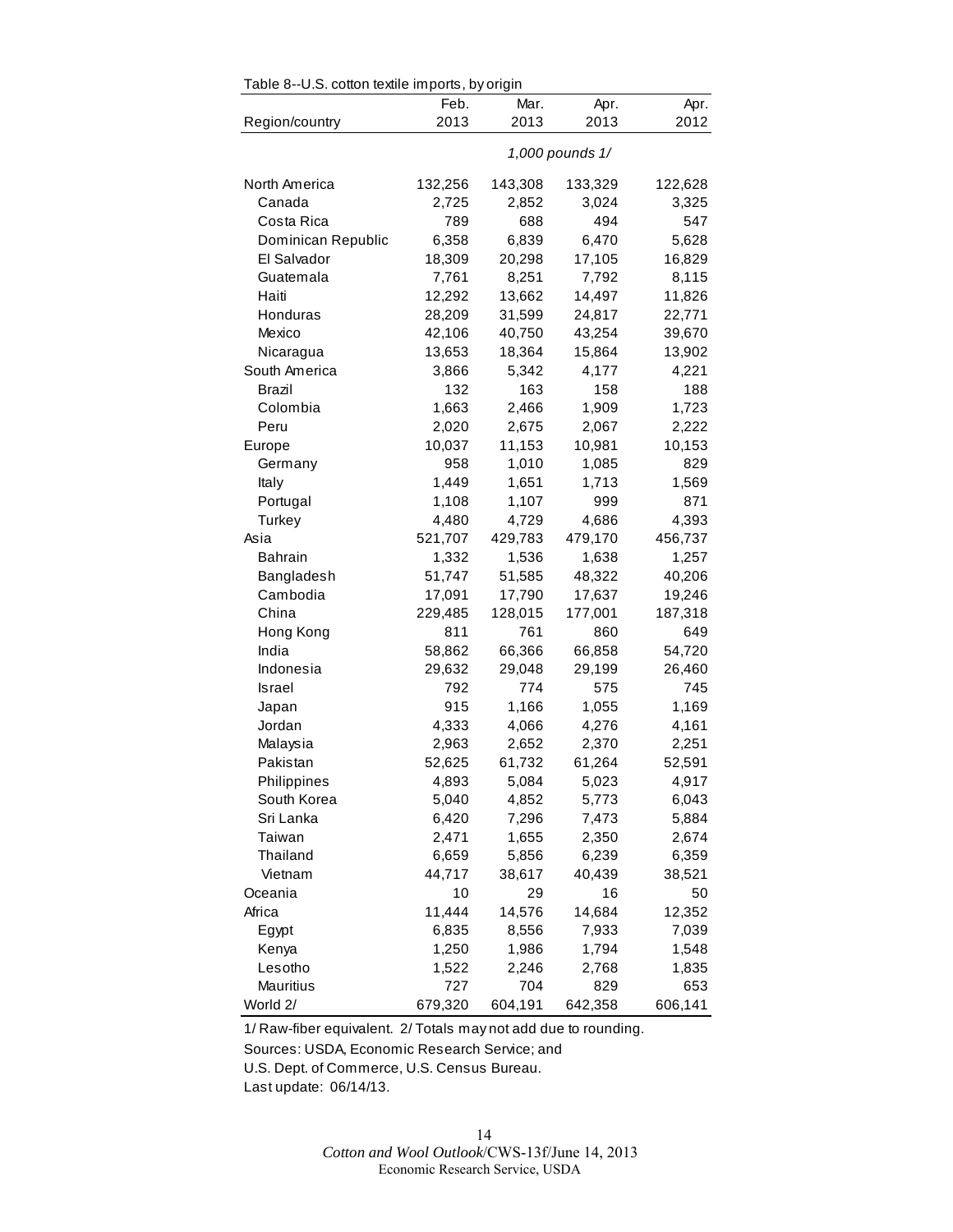Table 8--U.S. cotton textile imports, by origin

| Region/country | Feb. 2013 | Mar. 2013 | Apr. 2013 | Apr. 2012 |
|---|---|---|---|---|
| | | *1,000 pounds 1/* | | |
| North America | 132,256 | 143,308 | 133,329 | 122,628 |
| Canada | 2,725 | 2,852 | 3,024 | 3,325 |
| Costa Rica | 789 | 688 | 494 | 547 |
| Dominican Republic | 6,358 | 6,839 | 6,470 | 5,628 |
| El Salvador | 18,309 | 20,298 | 17,105 | 16,829 |
| Guatemala | 7,761 | 8,251 | 7,792 | 8,115 |
| Haiti | 12,292 | 13,662 | 14,497 | 11,826 |
| Honduras | 28,209 | 31,599 | 24,817 | 22,771 |
| Mexico | 42,106 | 40,750 | 43,254 | 39,670 |
| Nicaragua | 13,653 | 18,364 | 15,864 | 13,902 |
| South America | 3,866 | 5,342 | 4,177 | 4,221 |
| Brazil | 132 | 163 | 158 | 188 |
| Colombia | 1,663 | 2,466 | 1,909 | 1,723 |
| Peru | 2,020 | 2,675 | 2,067 | 2,222 |
| Europe | 10,037 | 11,153 | 10,981 | 10,153 |
| Germany | 958 | 1,010 | 1,085 | 829 |
| Italy | 1,449 | 1,651 | 1,713 | 1,569 |
| Portugal | 1,108 | 1,107 | 999 | 871 |
| Turkey | 4,480 | 4,729 | 4,686 | 4,393 |
| Asia | 521,707 | 429,783 | 479,170 | 456,737 |
| Bahrain | 1,332 | 1,536 | 1,638 | 1,257 |
| Bangladesh | 51,747 | 51,585 | 48,322 | 40,206 |
| Cambodia | 17,091 | 17,790 | 17,637 | 19,246 |
| China | 229,485 | 128,015 | 177,001 | 187,318 |
| Hong Kong | 811 | 761 | 860 | 649 |
| India | 58,862 | 66,366 | 66,858 | 54,720 |
| Indonesia | 29,632 | 29,048 | 29,199 | 26,460 |
| Israel | 792 | 774 | 575 | 745 |
| Japan | 915 | 1,166 | 1,055 | 1,169 |
| Jordan | 4,333 | 4,066 | 4,276 | 4,161 |
| Malaysia | 2,963 | 2,652 | 2,370 | 2,251 |
| Pakistan | 52,625 | 61,732 | 61,264 | 52,591 |
| Philippines | 4,893 | 5,084 | 5,023 | 4,917 |
| South Korea | 5,040 | 4,852 | 5,773 | 6,043 |
| Sri Lanka | 6,420 | 7,296 | 7,473 | 5,884 |
| Taiwan | 2,471 | 1,655 | 2,350 | 2,674 |
| Thailand | 6,659 | 5,856 | 6,239 | 6,359 |
| Vietnam | 44,717 | 38,617 | 40,439 | 38,521 |
| Oceania | 10 | 29 | 16 | 50 |
| Africa | 11,444 | 14,576 | 14,684 | 12,352 |
| Egypt | 6,835 | 8,556 | 7,933 | 7,039 |
| Kenya | 1,250 | 1,986 | 1,794 | 1,548 |
| Lesotho | 1,522 | 2,246 | 2,768 | 1,835 |
| Mauritius | 727 | 704 | 829 | 653 |
| World 2/ | 679,320 | 604,191 | 642,358 | 606,141 |

1/ Raw-fiber equivalent. 2/ Totals may not add due to rounding.

Sources: USDA, Economic Research Service; and
U.S. Dept. of Commerce, U.S. Census Bureau.

Last update: 06/14/13.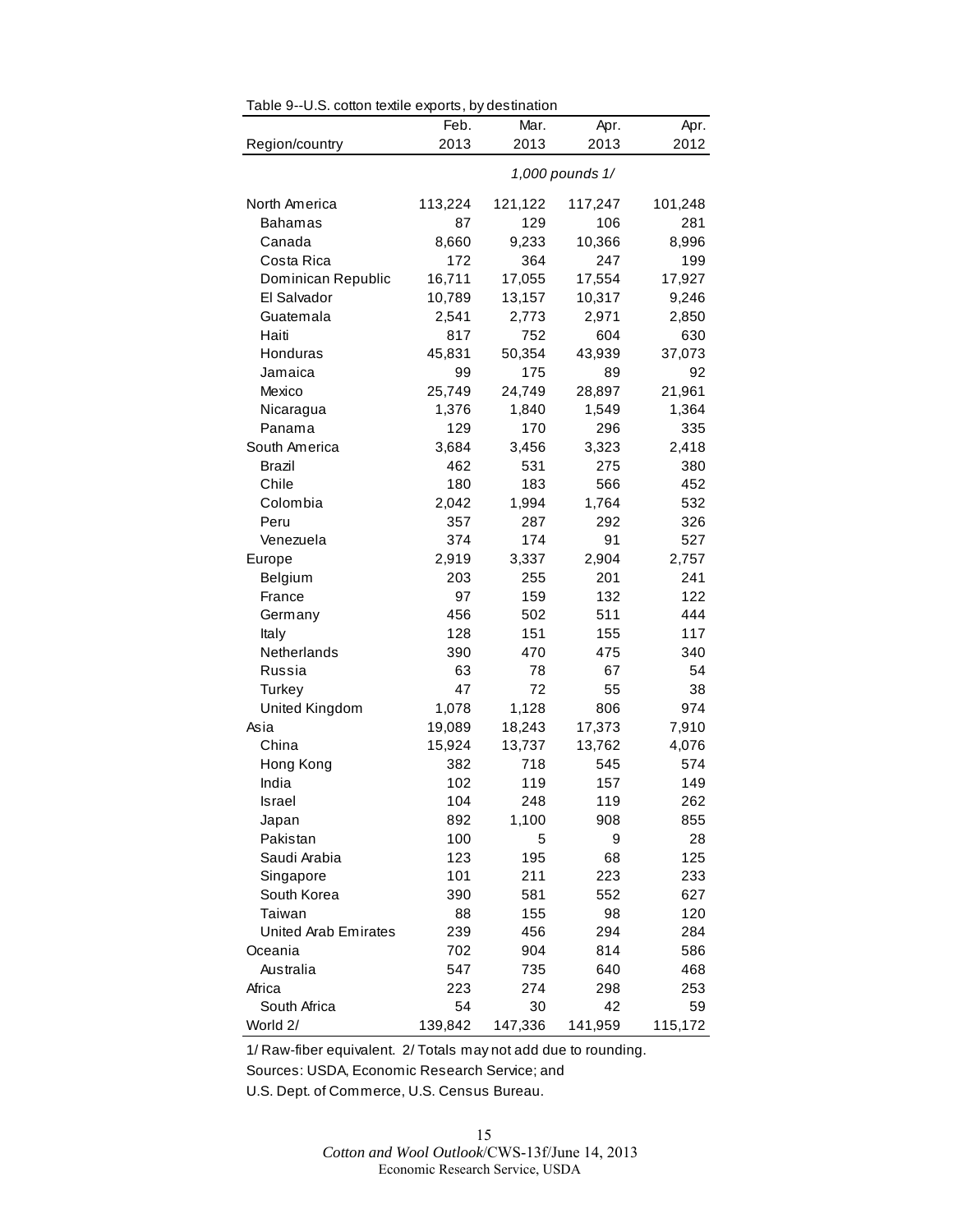Table 9--U.S. cotton textile exports, by destination

| Region/country | Feb. 2013 | Mar. 2013 | Apr. 2013 | Apr. 2012 |
|---|---|---|---|---|
| | *1,000 pounds 1/* | | | |
| North America | 113,224 | 121,122 | 117,247 | 101,248 |
| Bahamas | 87 | 129 | 106 | 281 |
| Canada | 8,660 | 9,233 | 10,366 | 8,996 |
| Costa Rica | 172 | 364 | 247 | 199 |
| Dominican Republic | 16,711 | 17,055 | 17,554 | 17,927 |
| El Salvador | 10,789 | 13,157 | 10,317 | 9,246 |
| Guatemala | 2,541 | 2,773 | 2,971 | 2,850 |
| Haiti | 817 | 752 | 604 | 630 |
| Honduras | 45,831 | 50,354 | 43,939 | 37,073 |
| Jamaica | 99 | 175 | 89 | 92 |
| Mexico | 25,749 | 24,749 | 28,897 | 21,961 |
| Nicaragua | 1,376 | 1,840 | 1,549 | 1,364 |
| Panama | 129 | 170 | 296 | 335 |
| South America | 3,684 | 3,456 | 3,323 | 2,418 |
| Brazil | 462 | 531 | 275 | 380 |
| Chile | 180 | 183 | 566 | 452 |
| Colombia | 2,042 | 1,994 | 1,764 | 532 |
| Peru | 357 | 287 | 292 | 326 |
| Venezuela | 374 | 174 | 91 | 527 |
| Europe | 2,919 | 3,337 | 2,904 | 2,757 |
| Belgium | 203 | 255 | 201 | 241 |
| France | 97 | 159 | 132 | 122 |
| Germany | 456 | 502 | 511 | 444 |
| Italy | 128 | 151 | 155 | 117 |
| Netherlands | 390 | 470 | 475 | 340 |
| Russia | 63 | 78 | 67 | 54 |
| Turkey | 47 | 72 | 55 | 38 |
| United Kingdom | 1,078 | 1,128 | 806 | 974 |
| Asia | 19,089 | 18,243 | 17,373 | 7,910 |
| China | 15,924 | 13,737 | 13,762 | 4,076 |
| Hong Kong | 382 | 718 | 545 | 574 |
| India | 102 | 119 | 157 | 149 |
| Israel | 104 | 248 | 119 | 262 |
| Japan | 892 | 1,100 | 908 | 855 |
| Pakistan | 100 | 5 | 9 | 28 |
| Saudi Arabia | 123 | 195 | 68 | 125 |
| Singapore | 101 | 211 | 223 | 233 |
| South Korea | 390 | 581 | 552 | 627 |
| Taiwan | 88 | 155 | 98 | 120 |
| United Arab Emirates | 239 | 456 | 294 | 284 |
| Oceania | 702 | 904 | 814 | 586 |
| Australia | 547 | 735 | 640 | 468 |
| Africa | 223 | 274 | 298 | 253 |
| South Africa | 54 | 30 | 42 | 59 |
| World 2/ | 139,842 | 147,336 | 141,959 | 115,172 |

1/ Raw-fiber equivalent. 2/ Totals may not add due to rounding.

Sources: USDA, Economic Research Service; and

U.S. Dept. of Commerce, U.S. Census Bureau.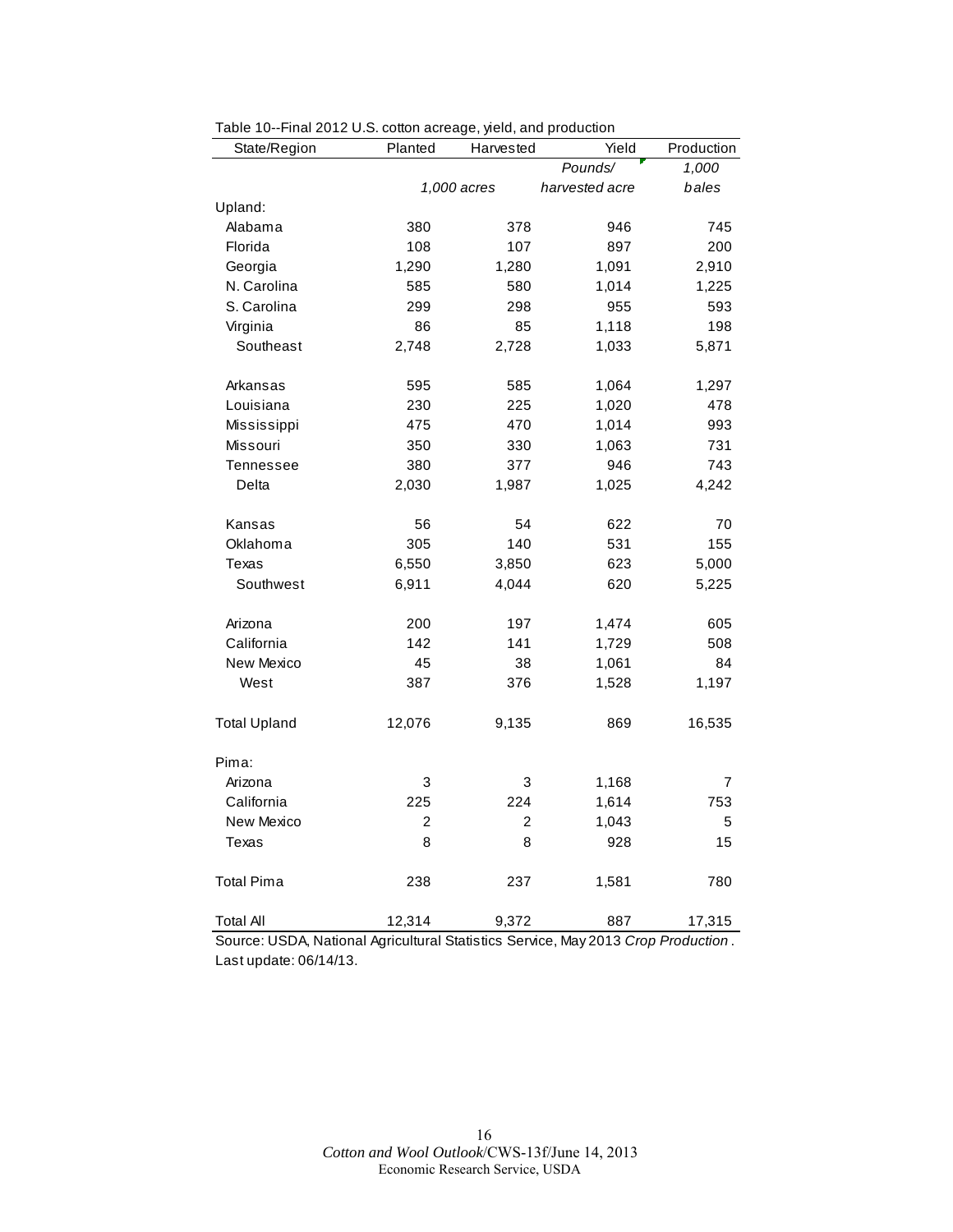Table 10--Final 2012 U.S. cotton acreage, yield, and production

| State/Region | Planted | Harvested | Yield | Production |
|---|---|---|---|---|
| | | | *Pounds/* | *1,000* |
| | *1,000 acres* | | *harvested acre* | *bales* |
| Upland: | | | | |
| Alabama | 380 | 378 | 946 | 745 |
| Florida | 108 | 107 | 897 | 200 |
| Georgia | 1,290 | 1,280 | 1,091 | 2,910 |
| N. Carolina | 585 | 580 | 1,014 | 1,225 |
| S. Carolina | 299 | 298 | 955 | 593 |
| Virginia | 86 | 85 | 1,118 | 198 |
| Southeast | 2,748 | 2,728 | 1,033 | 5,871 |
| | | | | |
| Arkansas | 595 | 585 | 1,064 | 1,297 |
| Louisiana | 230 | 225 | 1,020 | 478 |
| Mississippi | 475 | 470 | 1,014 | 993 |
| Missouri | 350 | 330 | 1,063 | 731 |
| Tennessee | 380 | 377 | 946 | 743 |
| Delta | 2,030 | 1,987 | 1,025 | 4,242 |
| | | | | |
| Kansas | 56 | 54 | 622 | 70 |
| Oklahoma | 305 | 140 | 531 | 155 |
| Texas | 6,550 | 3,850 | 623 | 5,000 |
| Southwest | 6,911 | 4,044 | 620 | 5,225 |
| | | | | |
| Arizona | 200 | 197 | 1,474 | 605 |
| California | 142 | 141 | 1,729 | 508 |
| New Mexico | 45 | 38 | 1,061 | 84 |
| West | 387 | 376 | 1,528 | 1,197 |
| | | | | |
| Total Upland | 12,076 | 9,135 | 869 | 16,535 |
| | | | | |
| Pima: | | | | |
| Arizona | 3 | 3 | 1,168 | 7 |
| California | 225 | 224 | 1,614 | 753 |
| New Mexico | 2 | 2 | 1,043 | 5 |
| Texas | 8 | 8 | 928 | 15 |
| | | | | |
| Total Pima | 238 | 237 | 1,581 | 780 |
| | | | | |
| Total All | 12,314 | 9,372 | 887 | 17,315 |

Source: USDA, National Agricultural Statistics Service, May 2013 *Crop Production*.
Last update: 06/14/13.